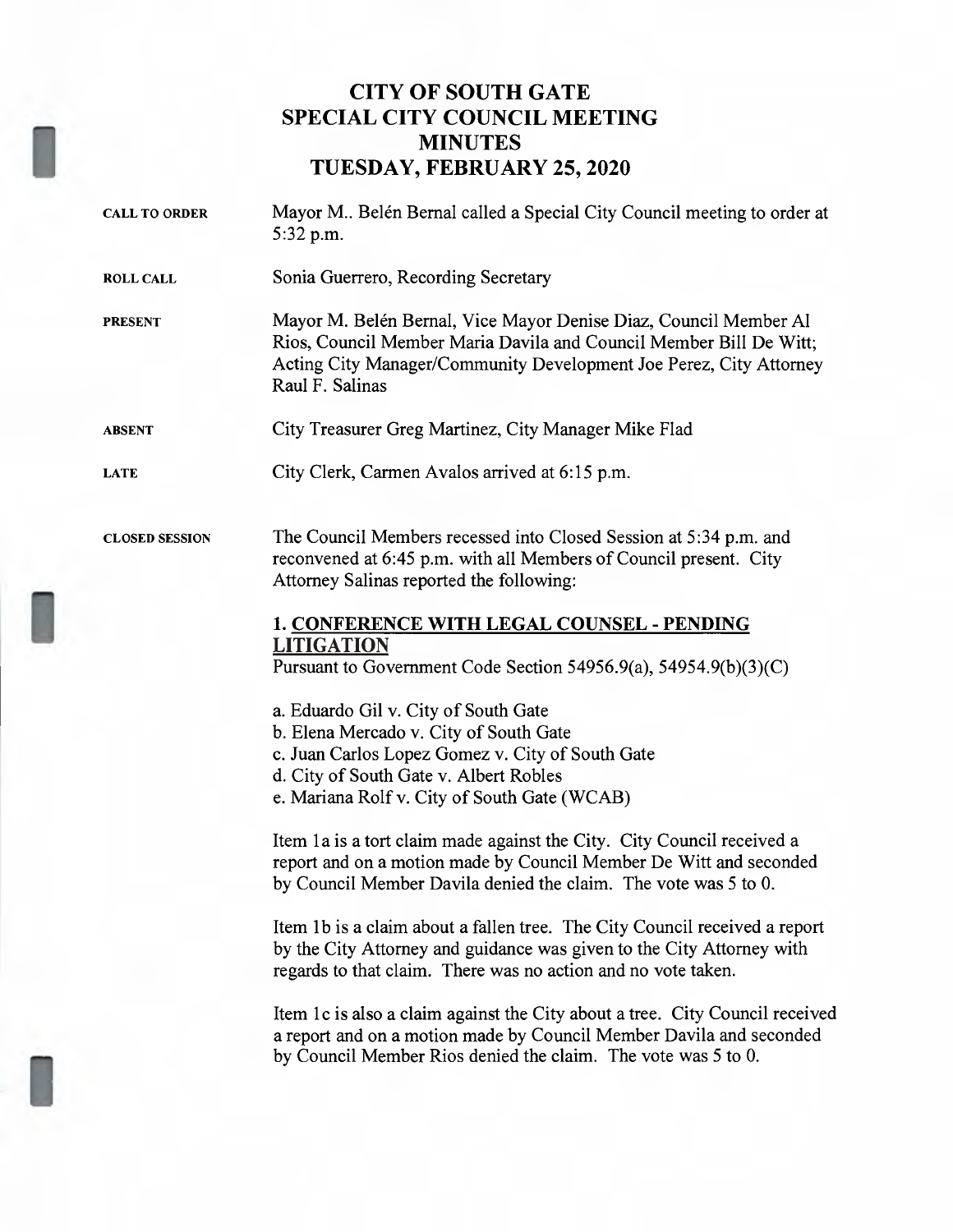# CITY OF SOUTH GATE
## SPECIAL CITY COUNCIL MEETING
## MINUTES
## TUESDAY, FEBRUARY 25, 2020

**CALL TO ORDER** Mayor M.. Belén Bernal called a Special City Council meeting to order at 5:32 p.m.

**ROLL CALL** Sonia Guerrero, Recording Secretary

**PRESENT** Mayor M. Belén Bernal, Vice Mayor Denise Diaz, Council Member Al Rios, Council Member Maria Davila and Council Member Bill De Witt; Acting City Manager/Community Development Joe Perez, City Attorney Raul F. Salinas

**ABSENT** City Treasurer Greg Martinez, City Manager Mike Flad

**LATE** City Clerk, Carmen Avalos arrived at 6:15 p.m.

**CLOSED SESSION** The Council Members recessed into Closed Session at 5:34 p.m. and reconvened at 6:45 p.m. with all Members of Council present. City Attorney Salinas reported the following:

**1. CONFERENCE WITH LEGAL COUNSEL - PENDING LITIGATION**
Pursuant to Government Code Section 54956.9(a), 54954.9(b)(3)(C)

a. Eduardo Gil v. City of South Gate
b. Elena Mercado v. City of South Gate
c. Juan Carlos Lopez Gomez v. City of South Gate
d. City of South Gate v. Albert Robles
e. Mariana Rolf v. City of South Gate (WCAB)

Item 1a is a tort claim made against the City. City Council received a report and on a motion made by Council Member De Witt and seconded by Council Member Davila denied the claim. The vote was 5 to 0.

Item 1b is a claim about a fallen tree. The City Council received a report by the City Attorney and guidance was given to the City Attorney with regards to that claim. There was no action and no vote taken.

Item 1c is also a claim against the City about a tree. City Council received a report and on a motion made by Council Member Davila and seconded by Council Member Rios denied the claim. The vote was 5 to 0.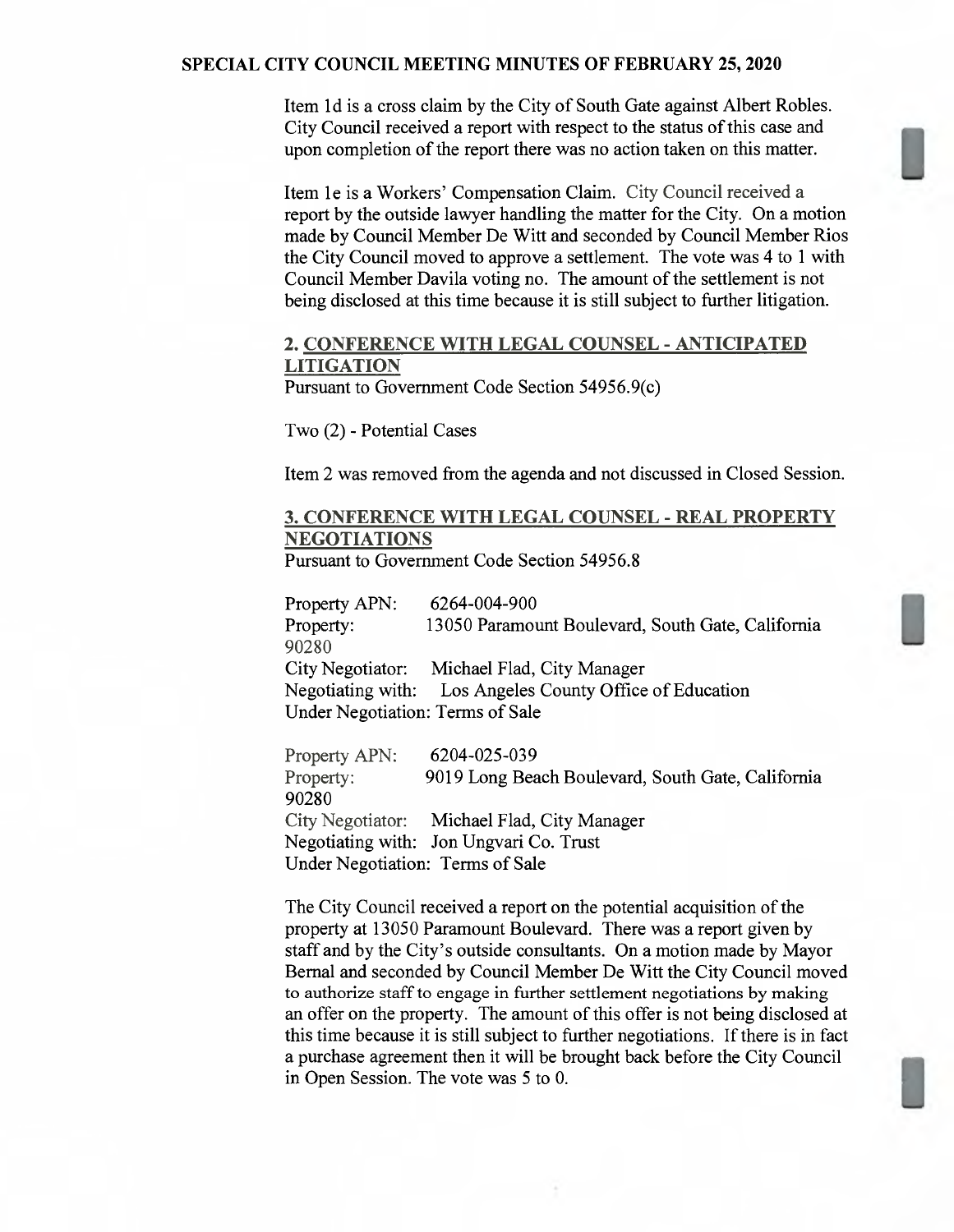Item 1d is a cross claim by the City of South Gate against Albert Robles. City Council received a report with respect to the status of this case and upon completion of the report there was no action taken on this matter.

Item 1e is a Workers' Compensation Claim. City Council received a report by the outside lawyer handling the matter for the City. On a motion made by Council Member De Witt and seconded by Council Member Rios the City Council moved to approve a settlement. The vote was 4 to 1 with Council Member Davila voting no. The amount of the settlement is not being disclosed at this time because it is still subject to further litigation.

**2. <u>CONFERENCE WITH LEGAL COUNSEL - ANTICIPATED LITIGATION</u>**
Pursuant to Government Code Section 54956.9(c)

Two (2) - Potential Cases

Item 2 was removed from the agenda and not discussed in Closed Session.

**3. <u>CONFERENCE WITH LEGAL COUNSEL - REAL PROPERTY NEGOTIATIONS</u>**
Pursuant to Government Code Section 54956.8

Property APN: 6264-004-900
Property: 13050 Paramount Boulevard, South Gate, California 90280
City Negotiator: Michael Flad, City Manager
Negotiating with: Los Angeles County Office of Education
Under Negotiation: Terms of Sale

Property APN: 6204-025-039
Property: 9019 Long Beach Boulevard, South Gate, California 90280
City Negotiator: Michael Flad, City Manager
Negotiating with: Jon Ungvari Co. Trust
Under Negotiation: Terms of Sale

The City Council received a report on the potential acquisition of the property at 13050 Paramount Boulevard. There was a report given by staff and by the City's outside consultants. On a motion made by Mayor Bernal and seconded by Council Member De Witt the City Council moved to authorize staff to engage in further settlement negotiations by making an offer on the property. The amount of this offer is not being disclosed at this time because it is still subject to further negotiations. If there is in fact a purchase agreement then it will be brought back before the City Council in Open Session. The vote was 5 to 0.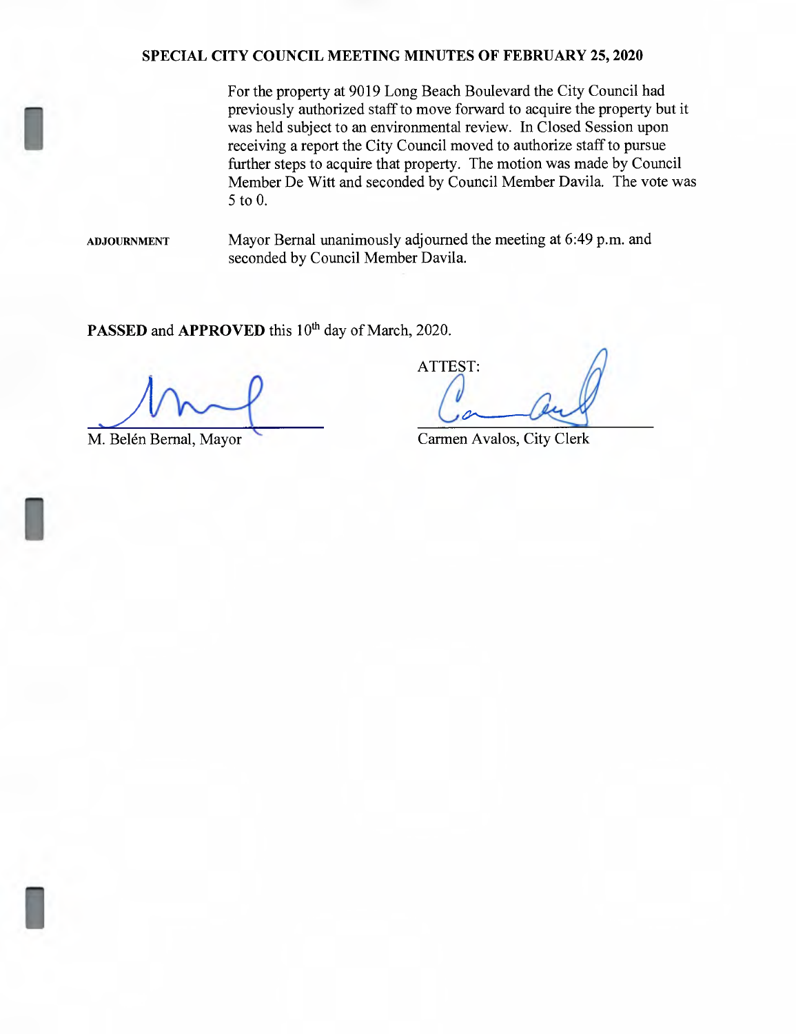**SPECIAL CITY COUNCIL MEETING MINUTES OF FEBRUARY 25, 2020**

For the property at 9019 Long Beach Boulevard the City Council had previously authorized staff to move forward to acquire the property but it was held subject to an environmental review. In Closed Session upon receiving a report the City Council moved to authorize staff to pursue further steps to acquire that property. The motion was made by Council Member De Witt and seconded by Council Member Davila. The vote was 5 to 0.

**ADJOURNMENT** Mayor Bernal unanimously adjourned the meeting at 6:49 p.m. and seconded by Council Member Davila.

**PASSED** and **APPROVED** this 10th day of March, 2020.

M. Belén Bernal, Mayor

ATTEST:

Carmen Avalos, City Clerk